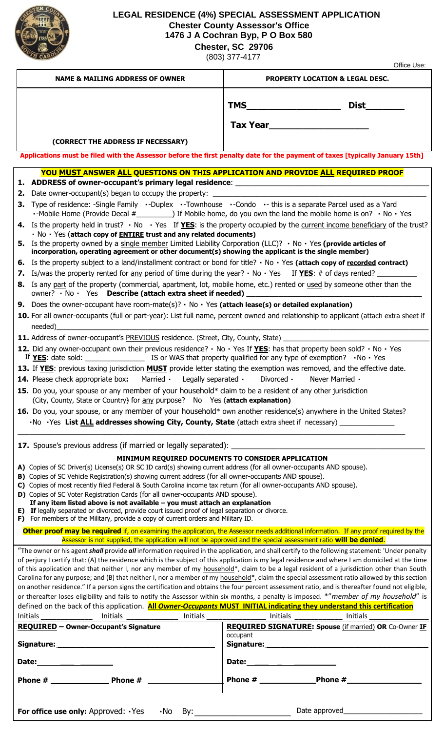# LEGAL RESIDENCE (4%) SPECIAL ASSESSMENT APPLICATION

**Chester County Assessor's Office**
**1476 J A Cochran Byp, P O Box 580**
**Chester, SC 29706**
(803) 377-4177

Office Use:

| NAME & MAILING ADDRESS OF OWNER | PROPERTY LOCATION & LEGAL DESC. |
|---|---|
| | TMS__________________ Dist_______ |
| | Tax Year__________________ |
| (CORRECT THE ADDRESS IF NECESSARY) | |

**Applications must be filed with the Assessor before the first penalty date for the payment of taxes [typically January 15th]**

**YOU MUST ANSWER ALL QUESTIONS ON THIS APPLICATION AND PROVIDE ALL REQUIRED PROOF**

1. **ADDRESS of owner-occupant's primary legal residence**: ____________________________________________
2. Date owner-occupant(s) began to occupy the property: ____________________________________________
3. Type of residence: ·Single Family · ·Duplex · ·Townhouse · ·Condo · · this is a separate Parcel used as a Yard · ·Mobile Home (Provide Decal #_________) If Mobile home, do you own the land the mobile home is on? · No · Yes
4. Is the property held in trust? · No · Yes If **YES**: is the property occupied by the current income beneficiary of the trust? · No · Yes (**attach copy of ENTIRE trust and any related documents**)
5. Is the property owned by a single member Limited Liability Corporation (LLC)? · No · Yes **(provide articles of incorporation, operating agreement or other document(s) showing the applicant is the single member)**
6. Is the property subject to a land/installment contract or bond for title? · No · Yes **(attach copy of recorded contract)**
7. Is/was the property rented for any period of time during the year? · No · Yes If **YES**: # of days rented? __________
8. Is any part of the property (commercial, apartment, lot, mobile home, etc.) rented or used by someone other than the owner? · No · Yes **Describe (attach extra sheet if needed)** ____________________________________________
9. Does the owner-occupant have room-mate(s)? · No · Yes **(attach lease(s) or detailed explanation)**
10. For all owner-occupants (full or part-year): List full name, percent owned and relationship to applicant (attach extra sheet if needed)____________________________________________
11. Address of owner-occupant's PREVIOUS residence. (Street, City, County, State) ____________________________________________
12. Did any owner-occupant own their previous residence? · No · Yes If **YES**: has that property been sold? · No · Yes If **YES**: date sold: _______________ IS or WAS that property qualified for any type of exemption? ·No · Yes
13. If **YES**: previous taxing jurisdiction **MUST** provide letter stating the exemption was removed, and the effective date.
14. **Please check appropriate box:** Married · Legally separated · Divorced · Never Married ·
15. Do you, your spouse or any member of your household* claim to be a resident of any other jurisdiction (City, County, State or Country) for any purpose? No Yes (**attach explanation)**
16. Do you, your spouse, or any member of your household* own another residence(s) anywhere in the United States? ·No ·Yes **List ALL addresses showing City, County, State** (attach extra sheet if necessary) ______________
____________________________________________
17. Spouse's previous address (if married or legally separated): ____________________________________________

**MINIMUM REQUIRED DOCUMENTS TO CONSIDER APPLICATION**

**A)** Copies of SC Driver(s) License(s) OR SC ID card(s) showing current address (for all owner-occupants AND spouse).
**B)** Copies of SC Vehicle Registration(s) showing current address (for all owner-occupants AND spouse).
**C)** Copies of most recently filed Federal & South Carolina income tax return (for all owner-occupants AND spouse).
**D)** Copies of SC Voter Registration Cards (for all owner-occupants AND spouse).
**If any item listed above is not available – you must attach an explanation**
**E)** **If** legally separated or divorced, provide court issued proof of legal separation or divorce.
**F)** For members of the Military, provide a copy of current orders and Military ID.

**Other proof may be required** if, on examining the application, the Assessor needs additional information. If any proof required by the Assessor is not supplied, the application will not be approved and the special assessment ratio **will be denied**.

"The owner or his agent ***shall*** provide ***all*** information required in the application, and shall certify to the following statement: 'Under penalty of perjury I certify that: (A) the residence which is the subject of this application is my legal residence and where I am domiciled at the time of this application and that neither I, nor any member of my household*, claim to be a legal resident of a jurisdiction other than South Carolina for any purpose; and (B) that neither I, nor a member of my household*, claim the special assessment ratio allowed by this section on another residence." If a person signs the certification and obtains the four percent assessment ratio, and is thereafter found not eligible, or thereafter loses eligibility and fails to notify the Assessor within six months, a penalty is imposed. *"*member of my household*" is defined on the back of this application. **All *Owner-Occupants* MUST INITIAL indicating they understand this certification**

Initials _____________ Initials _____________ Initials _______________ Initials ____________ Initials _______________

| **REQUIRED – Owner-Occupant's Signature** | **REQUIRED SIGNATURE: Spouse** (if married) **OR** Co-Owner **IF** occupant |
|---|---|
| **Signature:**___________________________ | **Signature:**___________________________ |
| **Date:**_______________ | **Date:**_______________ |
| **Phone #** _____________ **Phone #** _____________ | **Phone #** _____________ **Phone #** _____________ |

**For office use only:** Approved: ·Yes ·No By:_____________________ Date approved__________________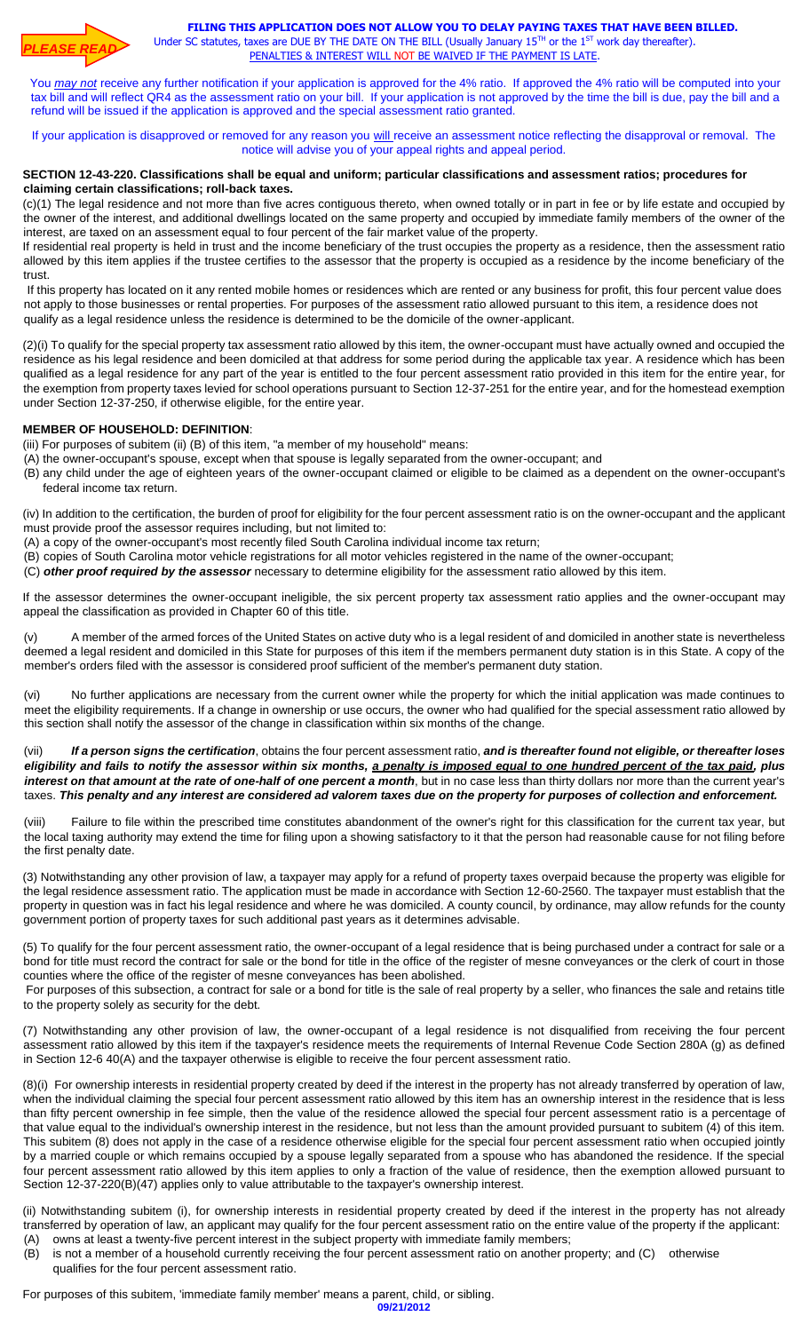**PLEASE READ**

**FILING THIS APPLICATION DOES NOT ALLOW YOU TO DELAY PAYING TAXES THAT HAVE BEEN BILLED.**

Under SC statutes, taxes are DUE BY THE DATE ON THE BILL (Usually January 15TH or the 1ST work day thereafter).

PENALTIES & INTEREST WILL NOT BE WAIVED IF THE PAYMENT IS LATE.

You *may not* receive any further notification if your application is approved for the 4% ratio. If approved the 4% ratio will be computed into your tax bill and will reflect QR4 as the assessment ratio on your bill. If your application is not approved by the time the bill is due, pay the bill and a refund will be issued if the application is approved and the special assessment ratio granted.

If your application is disapproved or removed for any reason you will receive an assessment notice reflecting the disapproval or removal. The notice will advise you of your appeal rights and appeal period.

**SECTION 12-43-220. Classifications shall be equal and uniform; particular classifications and assessment ratios; procedures for claiming certain classifications; roll-back taxes.**

(c)(1) The legal residence and not more than five acres contiguous thereto, when owned totally or in part in fee or by life estate and occupied by the owner of the interest, and additional dwellings located on the same property and occupied by immediate family members of the owner of the interest, are taxed on an assessment equal to four percent of the fair market value of the property.

If residential real property is held in trust and the income beneficiary of the trust occupies the property as a residence, then the assessment ratio allowed by this item applies if the trustee certifies to the assessor that the property is occupied as a residence by the income beneficiary of the trust.

If this property has located on it any rented mobile homes or residences which are rented or any business for profit, this four percent value does not apply to those businesses or rental properties. For purposes of the assessment ratio allowed pursuant to this item, a residence does not qualify as a legal residence unless the residence is determined to be the domicile of the owner-applicant.

(2)(i) To qualify for the special property tax assessment ratio allowed by this item, the owner-occupant must have actually owned and occupied the residence as his legal residence and been domiciled at that address for some period during the applicable tax year. A residence which has been qualified as a legal residence for any part of the year is entitled to the four percent assessment ratio provided in this item for the entire year, for the exemption from property taxes levied for school operations pursuant to Section 12-37-251 for the entire year, and for the homestead exemption under Section 12-37-250, if otherwise eligible, for the entire year.

**MEMBER OF HOUSEHOLD: DEFINITION**:

(iii) For purposes of subitem (ii) (B) of this item, "a member of my household" means:

(A) the owner-occupant's spouse, except when that spouse is legally separated from the owner-occupant; and

(B) any child under the age of eighteen years of the owner-occupant claimed or eligible to be claimed as a dependent on the owner-occupant's federal income tax return.

(iv) In addition to the certification, the burden of proof for eligibility for the four percent assessment ratio is on the owner-occupant and the applicant must provide proof the assessor requires including, but not limited to:

(A) a copy of the owner-occupant's most recently filed South Carolina individual income tax return;

(B) copies of South Carolina motor vehicle registrations for all motor vehicles registered in the name of the owner-occupant;

(C) ***other proof required by the assessor*** necessary to determine eligibility for the assessment ratio allowed by this item.

If the assessor determines the owner-occupant ineligible, the six percent property tax assessment ratio applies and the owner-occupant may appeal the classification as provided in Chapter 60 of this title.

(v) A member of the armed forces of the United States on active duty who is a legal resident of and domiciled in another state is nevertheless deemed a legal resident and domiciled in this State for purposes of this item if the members permanent duty station is in this State. A copy of the member's orders filed with the assessor is considered proof sufficient of the member's permanent duty station.

(vi) No further applications are necessary from the current owner while the property for which the initial application was made continues to meet the eligibility requirements. If a change in ownership or use occurs, the owner who had qualified for the special assessment ratio allowed by this section shall notify the assessor of the change in classification within six months of the change.

(vii) ***If a person signs the certification***, obtains the four percent assessment ratio, ***and is thereafter found not eligible, or thereafter loses eligibility and fails to notify the assessor within six months, a penalty is imposed equal to one hundred percent of the tax paid, plus interest on that amount at the rate of one-half of one percent a month***, but in no case less than thirty dollars nor more than the current year's taxes. ***This penalty and any interest are considered ad valorem taxes due on the property for purposes of collection and enforcement.***

(viii) Failure to file within the prescribed time constitutes abandonment of the owner's right for this classification for the current tax year, but the local taxing authority may extend the time for filing upon a showing satisfactory to it that the person had reasonable cause for not filing before the first penalty date.

(3) Notwithstanding any other provision of law, a taxpayer may apply for a refund of property taxes overpaid because the property was eligible for the legal residence assessment ratio. The application must be made in accordance with Section 12-60-2560. The taxpayer must establish that the property in question was in fact his legal residence and where he was domiciled. A county council, by ordinance, may allow refunds for the county government portion of property taxes for such additional past years as it determines advisable.

(5) To qualify for the four percent assessment ratio, the owner-occupant of a legal residence that is being purchased under a contract for sale or a bond for title must record the contract for sale or the bond for title in the office of the register of mesne conveyances or the clerk of court in those counties where the office of the register of mesne conveyances has been abolished.

For purposes of this subsection, a contract for sale or a bond for title is the sale of real property by a seller, who finances the sale and retains title to the property solely as security for the debt.

(7) Notwithstanding any other provision of law, the owner-occupant of a legal residence is not disqualified from receiving the four percent assessment ratio allowed by this item if the taxpayer's residence meets the requirements of Internal Revenue Code Section 280A (g) as defined in Section 12-6 40(A) and the taxpayer otherwise is eligible to receive the four percent assessment ratio.

(8)(i) For ownership interests in residential property created by deed if the interest in the property has not already transferred by operation of law, when the individual claiming the special four percent assessment ratio allowed by this item has an ownership interest in the residence that is less than fifty percent ownership in fee simple, then the value of the residence allowed the special four percent assessment ratio is a percentage of that value equal to the individual's ownership interest in the residence, but not less than the amount provided pursuant to subitem (4) of this item. This subitem (8) does not apply in the case of a residence otherwise eligible for the special four percent assessment ratio when occupied jointly by a married couple or which remains occupied by a spouse legally separated from a spouse who has abandoned the residence. If the special four percent assessment ratio allowed by this item applies to only a fraction of the value of residence, then the exemption allowed pursuant to Section 12-37-220(B)(47) applies only to value attributable to the taxpayer's ownership interest.

(ii) Notwithstanding subitem (i), for ownership interests in residential property created by deed if the interest in the property has not already transferred by operation of law, an applicant may qualify for the four percent assessment ratio on the entire value of the property if the applicant:

(A) owns at least a twenty-five percent interest in the subject property with immediate family members;

(B) is not a member of a household currently receiving the four percent assessment ratio on another property; and (C) otherwise qualifies for the four percent assessment ratio.

For purposes of this subitem, 'immediate family member' means a parent, child, or sibling.

09/21/2012